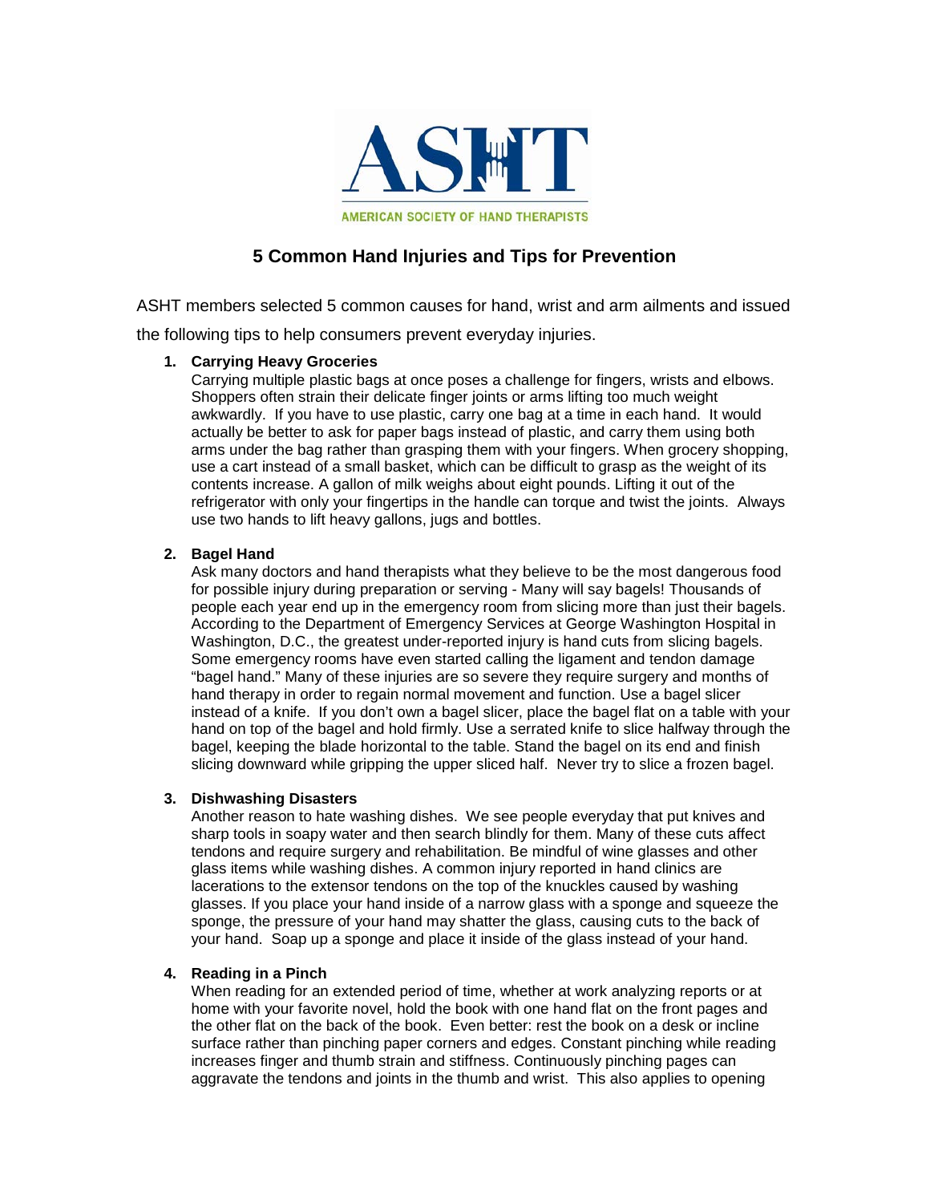AMERICAN SOCIETY OF HAND THERAPISTS

# 5 Common Hand Injuries and Tips for Prevention

ASHT members selected 5 common causes for hand, wrist and arm ailments and issued the following tips to help consumers prevent everyday injuries.

1. **Carrying Heavy Groceries**
   Carrying multiple plastic bags at once poses a challenge for fingers, wrists and elbows. Shoppers often strain their delicate finger joints or arms lifting too much weight awkwardly. If you have to use plastic, carry one bag at a time in each hand. It would actually be better to ask for paper bags instead of plastic, and carry them using both arms under the bag rather than grasping them with your fingers. When grocery shopping, use a cart instead of a small basket, which can be difficult to grasp as the weight of its contents increase. A gallon of milk weighs about eight pounds. Lifting it out of the refrigerator with only your fingertips in the handle can torque and twist the joints. Always use two hands to lift heavy gallons, jugs and bottles.

2. **Bagel Hand**
   Ask many doctors and hand therapists what they believe to be the most dangerous food for possible injury during preparation or serving - Many will say bagels! Thousands of people each year end up in the emergency room from slicing more than just their bagels. According to the Department of Emergency Services at George Washington Hospital in Washington, D.C., the greatest under-reported injury is hand cuts from slicing bagels. Some emergency rooms have even started calling the ligament and tendon damage "bagel hand." Many of these injuries are so severe they require surgery and months of hand therapy in order to regain normal movement and function. Use a bagel slicer instead of a knife. If you don't own a bagel slicer, place the bagel flat on a table with your hand on top of the bagel and hold firmly. Use a serrated knife to slice halfway through the bagel, keeping the blade horizontal to the table. Stand the bagel on its end and finish slicing downward while gripping the upper sliced half. Never try to slice a frozen bagel.

3. **Dishwashing Disasters**
   Another reason to hate washing dishes. We see people everyday that put knives and sharp tools in soapy water and then search blindly for them. Many of these cuts affect tendons and require surgery and rehabilitation. Be mindful of wine glasses and other glass items while washing dishes. A common injury reported in hand clinics are lacerations to the extensor tendons on the top of the knuckles caused by washing glasses. If you place your hand inside of a narrow glass with a sponge and squeeze the sponge, the pressure of your hand may shatter the glass, causing cuts to the back of your hand. Soap up a sponge and place it inside of the glass instead of your hand.

4. **Reading in a Pinch**
   When reading for an extended period of time, whether at work analyzing reports or at home with your favorite novel, hold the book with one hand flat on the front pages and the other flat on the back of the book. Even better: rest the book on a desk or incline surface rather than pinching paper corners and edges. Constant pinching while reading increases finger and thumb strain and stiffness. Continuously pinching pages can aggravate the tendons and joints in the thumb and wrist. This also applies to opening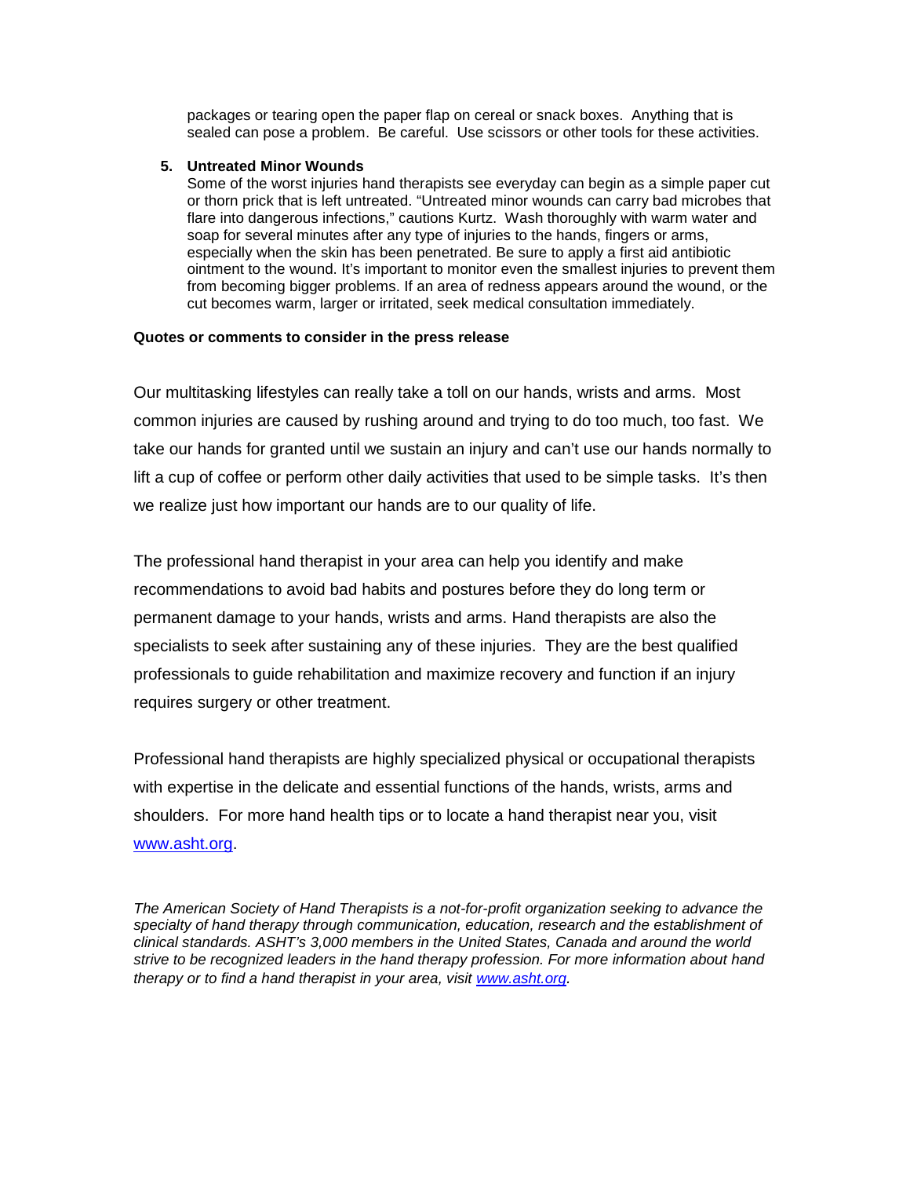packages or tearing open the paper flap on cereal or snack boxes. Anything that is sealed can pose a problem. Be careful. Use scissors or other tools for these activities.

5. **Untreated Minor Wounds**
   Some of the worst injuries hand therapists see everyday can begin as a simple paper cut or thorn prick that is left untreated. "Untreated minor wounds can carry bad microbes that flare into dangerous infections," cautions Kurtz. Wash thoroughly with warm water and soap for several minutes after any type of injuries to the hands, fingers or arms, especially when the skin has been penetrated. Be sure to apply a first aid antibiotic ointment to the wound. It's important to monitor even the smallest injuries to prevent them from becoming bigger problems. If an area of redness appears around the wound, or the cut becomes warm, larger or irritated, seek medical consultation immediately.

**Quotes or comments to consider in the press release**

Our multitasking lifestyles can really take a toll on our hands, wrists and arms. Most common injuries are caused by rushing around and trying to do too much, too fast. We take our hands for granted until we sustain an injury and can't use our hands normally to lift a cup of coffee or perform other daily activities that used to be simple tasks. It's then we realize just how important our hands are to our quality of life.

The professional hand therapist in your area can help you identify and make recommendations to avoid bad habits and postures before they do long term or permanent damage to your hands, wrists and arms. Hand therapists are also the specialists to seek after sustaining any of these injuries. They are the best qualified professionals to guide rehabilitation and maximize recovery and function if an injury requires surgery or other treatment.

Professional hand therapists are highly specialized physical or occupational therapists with expertise in the delicate and essential functions of the hands, wrists, arms and shoulders. For more hand health tips or to locate a hand therapist near you, visit www.asht.org.

*The American Society of Hand Therapists is a not-for-profit organization seeking to advance the specialty of hand therapy through communication, education, research and the establishment of clinical standards. ASHT's 3,000 members in the United States, Canada and around the world strive to be recognized leaders in the hand therapy profession. For more information about hand therapy or to find a hand therapist in your area, visit www.asht.org.*